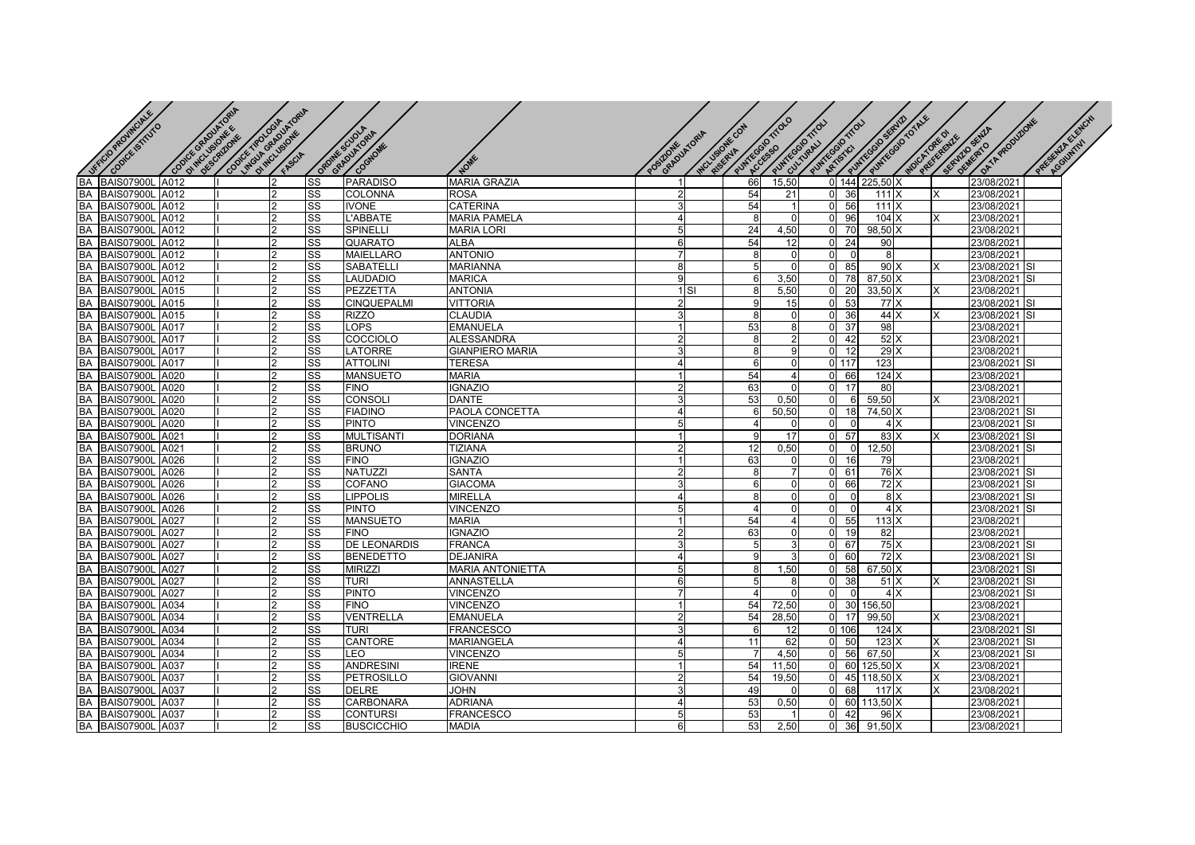| UFFICIO PROVINCIALE | CODICE ISTITUTO | CODICE GRADUATORIA DI INCLUSIONE E DESCRIZIONE | CODICE TIPOLOGIA LINGUA GRADUATORIA DI INCLUSIONE | FASCIA | ORDINE SCUOLA GRADUATORIA | COGNOME | NOME | POSIZIONE GRADUATORIA | INCLUSIONE CON RISERVA | PUNTEGGIO TITOLO ACCESSO | PUNTEGGIO TITOLI CULTURALI | PUNTEGGIO TITOLI ARTISTICI | PUNTEGGIO SERVIZI | PUNTEGGIO TOTALE | INDICATORE DI PREFERENZE | SERVIZIO SENZA DEMERITO | DATA PRODUZIONE | PRESENZA ELENCHI AGGIUNTIVI |
|---|---|---|---|---|---|---|---|---|---|---|---|---|---|---|---|---|---|---|
| BA | BAIS07900L | A012 | I | 2 | SS | PARADISO | MARIA GRAZIA | 1 | | 66 | 15,50 | 0 | 144 | 225,50 | X | | 23/08/2021 | |
| BA | BAIS07900L | A012 | I | 2 | SS | COLONNA | ROSA | 2 | | 54 | 21 | 0 | 36 | 111 | X | X | 23/08/2021 | |
| BA | BAIS07900L | A012 | I | 2 | SS | IVONE | CATERINA | 3 | | 54 | 1 | 0 | 56 | 111 | X | | 23/08/2021 | |
| BA | BAIS07900L | A012 | I | 2 | SS | L'ABBATE | MARIA PAMELA | 4 | | 8 | 0 | 0 | 96 | 104 | X | X | 23/08/2021 | |
| BA | BAIS07900L | A012 | I | 2 | SS | SPINELLI | MARIA LORI | 5 | | 24 | 4,50 | 0 | 70 | 98,50 | X | | 23/08/2021 | |
| BA | BAIS07900L | A012 | I | 2 | SS | QUARATO | ALBA | 6 | | 54 | 12 | 0 | 24 | 90 | | | 23/08/2021 | |
| BA | BAIS07900L | A012 | I | 2 | SS | MAIELLARO | ANTONIO | 7 | | 8 | 0 | 0 | 0 | 8 | | | 23/08/2021 | |
| BA | BAIS07900L | A012 | I | 2 | SS | SABATELLI | MARIANNA | 8 | | 5 | 0 | 0 | 85 | 90 | X | X | 23/08/2021 | SI |
| BA | BAIS07900L | A012 | I | 2 | SS | LAUDADIO | MARICA | 9 | | 6 | 3,50 | 0 | 78 | 87,50 | X | | 23/08/2021 | SI |
| BA | BAIS07900L | A015 | I | 2 | SS | PEZZETTA | ANTONIA | 1 | SI | 8 | 5,50 | 0 | 20 | 33,50 | X | X | 23/08/2021 | |
| BA | BAIS07900L | A015 | I | 2 | SS | CINQUEPALMI | VITTORIA | 2 | | 9 | 15 | 0 | 53 | 77 | X | | 23/08/2021 | SI |
| BA | BAIS07900L | A015 | I | 2 | SS | RIZZO | CLAUDIA | 3 | | 8 | 0 | 0 | 36 | 44 | X | X | 23/08/2021 | SI |
| BA | BAIS07900L | A017 | I | 2 | SS | LOPS | EMANUELA | 1 | | 53 | 8 | 0 | 37 | 98 | | | 23/08/2021 | |
| BA | BAIS07900L | A017 | I | 2 | SS | COCCIOLO | ALESSANDRA | 2 | | 8 | 2 | 0 | 42 | 52 | X | | 23/08/2021 | |
| BA | BAIS07900L | A017 | I | 2 | SS | LATORRE | GIANPIERO MARIA | 3 | | 8 | 9 | 0 | 12 | 29 | X | | 23/08/2021 | |
| BA | BAIS07900L | A017 | I | 2 | SS | ATTOLINI | TERESA | 4 | | 6 | 0 | 0 | 117 | 123 | | | 23/08/2021 | SI |
| BA | BAIS07900L | A020 | I | 2 | SS | MANSUETO | MARIA | 1 | | 54 | 4 | 0 | 66 | 124 | X | | 23/08/2021 | |
| BA | BAIS07900L | A020 | I | 2 | SS | FINO | IGNAZIO | 2 | | 63 | 0 | 0 | 17 | 80 | | | 23/08/2021 | |
| BA | BAIS07900L | A020 | I | 2 | SS | CONSOLI | DANTE | 3 | | 53 | 0,50 | 0 | 6 | 59,50 | | X | 23/08/2021 | |
| BA | BAIS07900L | A020 | I | 2 | SS | FIADINO | PAOLA CONCETTA | 4 | | 6 | 50,50 | 0 | 18 | 74,50 | X | | 23/08/2021 | SI |
| BA | BAIS07900L | A020 | I | 2 | SS | PINTO | VINCENZO | 5 | | 4 | 0 | 0 | 0 | 4 | X | | 23/08/2021 | SI |
| BA | BAIS07900L | A021 | I | 2 | SS | MULTISANTI | DORIANA | 1 | | 9 | 17 | 0 | 57 | 83 | X | X | 23/08/2021 | SI |
| BA | BAIS07900L | A021 | I | 2 | SS | BRUNO | TIZIANA | 2 | | 12 | 0,50 | 0 | 0 | 12,50 | | | 23/08/2021 | SI |
| BA | BAIS07900L | A026 | I | 2 | SS | FINO | IGNAZIO | 1 | | 63 | 0 | 0 | 16 | 79 | | | 23/08/2021 | |
| BA | BAIS07900L | A026 | I | 2 | SS | NATUZZI | SANTA | 2 | | 8 | 7 | 0 | 61 | 76 | X | | 23/08/2021 | SI |
| BA | BAIS07900L | A026 | I | 2 | SS | COFANO | GIACOMA | 3 | | 6 | 0 | 0 | 66 | 72 | X | | 23/08/2021 | SI |
| BA | BAIS07900L | A026 | I | 2 | SS | LIPPOLIS | MIRELLA | 4 | | 8 | 0 | 0 | 0 | 8 | X | | 23/08/2021 | SI |
| BA | BAIS07900L | A026 | I | 2 | SS | PINTO | VINCENZO | 5 | | 4 | 0 | 0 | 0 | 4 | X | | 23/08/2021 | SI |
| BA | BAIS07900L | A027 | I | 2 | SS | MANSUETO | MARIA | 1 | | 54 | 4 | 0 | 55 | 113 | X | | 23/08/2021 | |
| BA | BAIS07900L | A027 | I | 2 | SS | FINO | IGNAZIO | 2 | | 63 | 0 | 0 | 19 | 82 | | | 23/08/2021 | |
| BA | BAIS07900L | A027 | I | 2 | SS | DE LEONARDIS | FRANCA | 3 | | 5 | 3 | 0 | 67 | 75 | X | | 23/08/2021 | SI |
| BA | BAIS07900L | A027 | I | 2 | SS | BENEDETTO | DEJANIRA | 4 | | 9 | 3 | 0 | 60 | 72 | X | | 23/08/2021 | SI |
| BA | BAIS07900L | A027 | I | 2 | SS | MIRIZZI | MARIA ANTONIETTA | 5 | | 8 | 1,50 | 0 | 58 | 67,50 | X | | 23/08/2021 | SI |
| BA | BAIS07900L | A027 | I | 2 | SS | TURI | ANNASTELLA | 6 | | 5 | 8 | 0 | 38 | 51 | X | X | 23/08/2021 | SI |
| BA | BAIS07900L | A027 | I | 2 | SS | PINTO | VINCENZO | 7 | | 4 | 0 | 0 | 0 | 4 | X | | 23/08/2021 | SI |
| BA | BAIS07900L | A034 | I | 2 | SS | FINO | VINCENZO | 1 | | 54 | 72,50 | 0 | 30 | 156,50 | | | 23/08/2021 | |
| BA | BAIS07900L | A034 | I | 2 | SS | VENTRELLA | EMANUELA | 2 | | 54 | 28,50 | 0 | 17 | 99,50 | | X | 23/08/2021 | |
| BA | BAIS07900L | A034 | I | 2 | SS | TURI | FRANCESCO | 3 | | 6 | 12 | 0 | 106 | 124 | X | | 23/08/2021 | SI |
| BA | BAIS07900L | A034 | I | 2 | SS | CANTORE | MARIANGELA | 4 | | 11 | 62 | 0 | 50 | 123 | X | X | 23/08/2021 | SI |
| BA | BAIS07900L | A034 | I | 2 | SS | LEO | VINCENZO | 5 | | 7 | 4,50 | 0 | 56 | 67,50 | | X | 23/08/2021 | SI |
| BA | BAIS07900L | A037 | I | 2 | SS | ANDRESINI | IRENE | 1 | | 54 | 11,50 | 0 | 60 | 125,50 | X | X | 23/08/2021 | |
| BA | BAIS07900L | A037 | I | 2 | SS | PETROSILLO | GIOVANNI | 2 | | 54 | 19,50 | 0 | 45 | 118,50 | X | X | 23/08/2021 | |
| BA | BAIS07900L | A037 | I | 2 | SS | DELRE | JOHN | 3 | | 49 | 0 | 0 | 68 | 117 | X | X | 23/08/2021 | |
| BA | BAIS07900L | A037 | I | 2 | SS | CARBONARA | ADRIANA | 4 | | 53 | 0,50 | 0 | 60 | 113,50 | X | | 23/08/2021 | |
| BA | BAIS07900L | A037 | I | 2 | SS | CONTURSI | FRANCESCO | 5 | | 53 | 1 | 0 | 42 | 96 | X | | 23/08/2021 | |
| BA | BAIS07900L | A037 | I | 2 | SS | BUSCICCHIO | MADIA | 6 | | 53 | 2,50 | 0 | 36 | 91,50 | X | | 23/08/2021 | |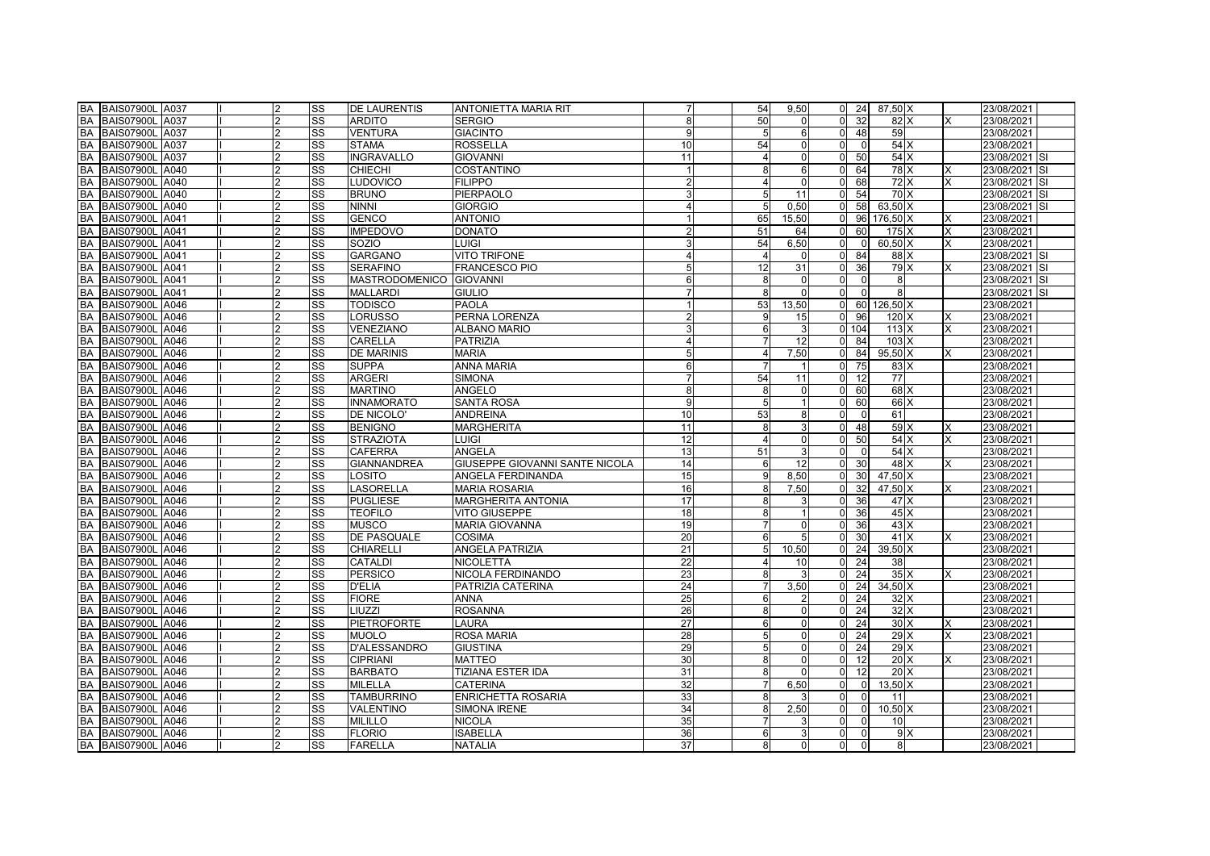| BA | BAIS07900L | A037 | I | 2 | SS | DE LAURENTIS | ANTONIETTA MARIA RIT | 7 | 54 | 9,50 | 0 | 24 | 87,50 | X | | 23/08/2021 | |
|---|---|---|---|---|---|---|---|---|---|---|---|---|---|---|---|---|---|
| BA | BAIS07900L | A037 | I | 2 | SS | ARDITO | SERGIO | 8 | 50 | 0 | 0 | 32 | 82 | X | X | 23/08/2021 | |
| BA | BAIS07900L | A037 | I | 2 | SS | VENTURA | GIACINTO | 9 | 5 | 6 | 0 | 48 | 59 | | | 23/08/2021 | |
| BA | BAIS07900L | A037 | I | 2 | SS | STAMA | ROSSELLA | 10 | 54 | 0 | 0 | 0 | 54 | X | | 23/08/2021 | |
| BA | BAIS07900L | A037 | I | 2 | SS | INGRAVALLO | GIOVANNI | 11 | 4 | 0 | 0 | 50 | 54 | X | | 23/08/2021 | SI |
| BA | BAIS07900L | A040 | I | 2 | SS | CHIECHI | COSTANTINO | 1 | 8 | 6 | 0 | 64 | 78 | X | X | 23/08/2021 | SI |
| BA | BAIS07900L | A040 | I | 2 | SS | LUDOVICO | FILIPPO | 2 | 4 | 0 | 0 | 68 | 72 | X | X | 23/08/2021 | SI |
| BA | BAIS07900L | A040 | I | 2 | SS | BRUNO | PIERPAOLO | 3 | 5 | 11 | 0 | 54 | 70 | X | | 23/08/2021 | SI |
| BA | BAIS07900L | A040 | I | 2 | SS | NINNI | GIORGIO | 4 | 5 | 0,50 | 0 | 58 | 63,50 | X | | 23/08/2021 | SI |
| BA | BAIS07900L | A041 | I | 2 | SS | GENCO | ANTONIO | 1 | 65 | 15,50 | 0 | 96 | 176,50 | X | X | 23/08/2021 | |
| BA | BAIS07900L | A041 | I | 2 | SS | IMPEDOVO | DONATO | 2 | 51 | 64 | 0 | 60 | 175 | X | X | 23/08/2021 | |
| BA | BAIS07900L | A041 | I | 2 | SS | SOZIO | LUIGI | 3 | 54 | 6,50 | 0 | 0 | 60,50 | X | X | 23/08/2021 | |
| BA | BAIS07900L | A041 | I | 2 | SS | GARGANO | VITO TRIFONE | 4 | 4 | 0 | 0 | 84 | 88 | X | | 23/08/2021 | SI |
| BA | BAIS07900L | A041 | I | 2 | SS | SERAFINO | FRANCESCO PIO | 5 | 12 | 31 | 0 | 36 | 79 | X | X | 23/08/2021 | SI |
| BA | BAIS07900L | A041 | I | 2 | SS | MASTRODOMENICO | GIOVANNI | 6 | 8 | 0 | 0 | 0 | 8 | | | 23/08/2021 | SI |
| BA | BAIS07900L | A041 | I | 2 | SS | MALLARDI | GIULIO | 7 | 8 | 0 | 0 | 0 | 8 | | | 23/08/2021 | SI |
| BA | BAIS07900L | A046 | I | 2 | SS | TODISCO | PAOLA | 1 | 53 | 13,50 | 0 | 60 | 126,50 | X | | 23/08/2021 | |
| BA | BAIS07900L | A046 | I | 2 | SS | LORUSSO | PERNA LORENZA | 2 | 9 | 15 | 0 | 96 | 120 | X | X | 23/08/2021 | |
| BA | BAIS07900L | A046 | I | 2 | SS | VENEZIANO | ALBANO MARIO | 3 | 6 | 3 | 0 | 104 | 113 | X | X | 23/08/2021 | |
| BA | BAIS07900L | A046 | I | 2 | SS | CARELLA | PATRIZIA | 4 | 7 | 12 | 0 | 84 | 103 | X | | 23/08/2021 | |
| BA | BAIS07900L | A046 | I | 2 | SS | DE MARINIS | MARIA | 5 | 4 | 7,50 | 0 | 84 | 95,50 | X | X | 23/08/2021 | |
| BA | BAIS07900L | A046 | I | 2 | SS | SUPPA | ANNA MARIA | 6 | 7 | 1 | 0 | 75 | 83 | X | | 23/08/2021 | |
| BA | BAIS07900L | A046 | I | 2 | SS | ARGERI | SIMONA | 7 | 54 | 11 | 0 | 12 | 77 | | | 23/08/2021 | |
| BA | BAIS07900L | A046 | I | 2 | SS | MARTINO | ANGELO | 8 | 8 | 0 | 0 | 60 | 68 | X | | 23/08/2021 | |
| BA | BAIS07900L | A046 | I | 2 | SS | INNAMORATO | SANTA ROSA | 9 | 5 | 1 | 0 | 60 | 66 | X | | 23/08/2021 | |
| BA | BAIS07900L | A046 | I | 2 | SS | DE NICOLO' | ANDREINA | 10 | 53 | 8 | 0 | 0 | 61 | | | 23/08/2021 | |
| BA | BAIS07900L | A046 | I | 2 | SS | BENIGNO | MARGHERITA | 11 | 8 | 3 | 0 | 48 | 59 | X | X | 23/08/2021 | |
| BA | BAIS07900L | A046 | I | 2 | SS | STRAZIOTA | LUIGI | 12 | 4 | 0 | 0 | 50 | 54 | X | X | 23/08/2021 | |
| BA | BAIS07900L | A046 | I | 2 | SS | CAFERRA | ANGELA | 13 | 51 | 3 | 0 | 0 | 54 | X | | 23/08/2021 | |
| BA | BAIS07900L | A046 | I | 2 | SS | GIANNANDREA | GIUSEPPE GIOVANNI SANTE NICOLA | 14 | 6 | 12 | 0 | 30 | 48 | X | X | 23/08/2021 | |
| BA | BAIS07900L | A046 | I | 2 | SS | LOSITO | ANGELA FERDINANDA | 15 | 9 | 8,50 | 0 | 30 | 47,50 | X | | 23/08/2021 | |
| BA | BAIS07900L | A046 | I | 2 | SS | LASORELLA | MARIA ROSARIA | 16 | 8 | 7,50 | 0 | 32 | 47,50 | X | X | 23/08/2021 | |
| BA | BAIS07900L | A046 | I | 2 | SS | PUGLIESE | MARGHERITA ANTONIA | 17 | 8 | 3 | 0 | 36 | 47 | X | | 23/08/2021 | |
| BA | BAIS07900L | A046 | I | 2 | SS | TEOFILO | VITO GIUSEPPE | 18 | 8 | 1 | 0 | 36 | 45 | X | | 23/08/2021 | |
| BA | BAIS07900L | A046 | I | 2 | SS | MUSCO | MARIA GIOVANNA | 19 | 7 | 0 | 0 | 36 | 43 | X | | 23/08/2021 | |
| BA | BAIS07900L | A046 | I | 2 | SS | DE PASQUALE | COSIMA | 20 | 6 | 5 | 0 | 30 | 41 | X | X | 23/08/2021 | |
| BA | BAIS07900L | A046 | I | 2 | SS | CHIARELLI | ANGELA PATRIZIA | 21 | 5 | 10,50 | 0 | 24 | 39,50 | X | | 23/08/2021 | |
| BA | BAIS07900L | A046 | I | 2 | SS | CATALDI | NICOLETTA | 22 | 4 | 10 | 0 | 24 | 38 | | | 23/08/2021 | |
| BA | BAIS07900L | A046 | I | 2 | SS | PERSICO | NICOLA FERDINANDO | 23 | 8 | 3 | 0 | 24 | 35 | X | X | 23/08/2021 | |
| BA | BAIS07900L | A046 | I | 2 | SS | D'ELIA | PATRIZIA CATERINA | 24 | 7 | 3,50 | 0 | 24 | 34,50 | X | | 23/08/2021 | |
| BA | BAIS07900L | A046 | I | 2 | SS | FIORE | ANNA | 25 | 6 | 2 | 0 | 24 | 32 | X | | 23/08/2021 | |
| BA | BAIS07900L | A046 | I | 2 | SS | LIUZZI | ROSANNA | 26 | 8 | 0 | 0 | 24 | 32 | X | | 23/08/2021 | |
| BA | BAIS07900L | A046 | I | 2 | SS | PIETROFORTE | LAURA | 27 | 6 | 0 | 0 | 24 | 30 | X | X | 23/08/2021 | |
| BA | BAIS07900L | A046 | I | 2 | SS | MUOLO | ROSA MARIA | 28 | 5 | 0 | 0 | 24 | 29 | X | X | 23/08/2021 | |
| BA | BAIS07900L | A046 | I | 2 | SS | D'ALESSANDRO | GIUSTINA | 29 | 5 | 0 | 0 | 24 | 29 | X | | 23/08/2021 | |
| BA | BAIS07900L | A046 | I | 2 | SS | CIPRIANI | MATTEO | 30 | 8 | 0 | 0 | 12 | 20 | X | X | 23/08/2021 | |
| BA | BAIS07900L | A046 | I | 2 | SS | BARBATO | TIZIANA ESTER IDA | 31 | 8 | 0 | 0 | 12 | 20 | X | | 23/08/2021 | |
| BA | BAIS07900L | A046 | I | 2 | SS | MILELLA | CATERINA | 32 | 7 | 6,50 | 0 | 0 | 13,50 | X | | 23/08/2021 | |
| BA | BAIS07900L | A046 | I | 2 | SS | TAMBURRINO | ENRICHETTA ROSARIA | 33 | 8 | 3 | 0 | 0 | 11 | | | 23/08/2021 | |
| BA | BAIS07900L | A046 | I | 2 | SS | VALENTINO | SIMONA IRENE | 34 | 8 | 2,50 | 0 | 0 | 10,50 | X | | 23/08/2021 | |
| BA | BAIS07900L | A046 | I | 2 | SS | MILILLO | NICOLA | 35 | 7 | 3 | 0 | 0 | 10 | | | 23/08/2021 | |
| BA | BAIS07900L | A046 | I | 2 | SS | FLORIO | ISABELLA | 36 | 6 | 3 | 0 | 0 | 9 | X | | 23/08/2021 | |
| BA | BAIS07900L | A046 | I | 2 | SS | FARELLA | NATALIA | 37 | 8 | 0 | 0 | 0 | 8 | | | 23/08/2021 | |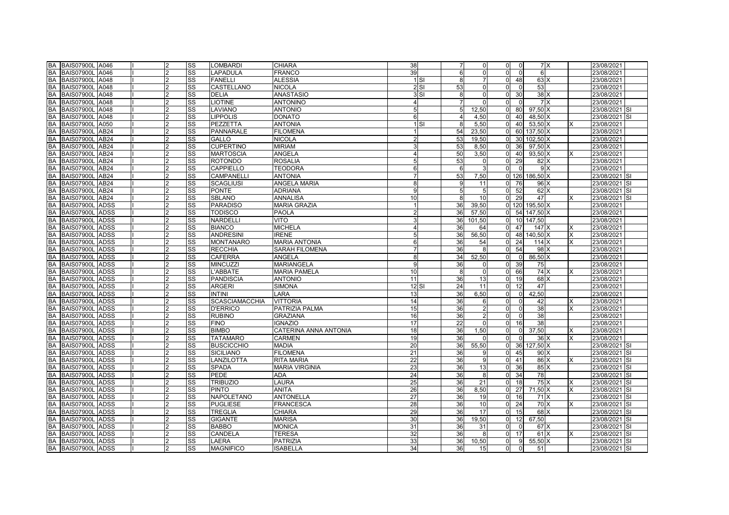| | | | | | | | | | | | | | | | | | | | |
|---|---|---|---|---|---|---|---|---|---|---|---|---|---|---|---|---|---|---|---|
| BA | BAIS07900L | A046 | | I | 2 | SS | LOMBARDI | CHIARA | 38 | | 7 | 0 | 0 | 0 | 7 | X | | 23/08/2021 | |
| BA | BAIS07900L | A046 | | I | 2 | SS | LAPADULA | FRANCO | 39 | | 6 | 0 | 0 | 0 | 6 | | | 23/08/2021 | |
| BA | BAIS07900L | A048 | | I | 2 | SS | FANELLI | ALESSIA | 1 | SI | 8 | 7 | 0 | 48 | 63 | X | | 23/08/2021 | |
| BA | BAIS07900L | A048 | | I | 2 | SS | CASTELLANO | NICOLA | 2 | SI | 53 | 0 | 0 | 0 | 53 | | | 23/08/2021 | |
| BA | BAIS07900L | A048 | | I | 2 | SS | DELIA | ANASTASIO | 3 | SI | 8 | 0 | 0 | 30 | 38 | X | | 23/08/2021 | |
| BA | BAIS07900L | A048 | | I | 2 | SS | LIOTINE | ANTONINO | 4 | | 7 | 0 | 0 | 0 | 7 | X | | 23/08/2021 | |
| BA | BAIS07900L | A048 | | I | 2 | SS | LAVIANO | ANTONIO | 5 | | 5 | 12,50 | 0 | 80 | 97,50 | X | | 23/08/2021 | SI |
| BA | BAIS07900L | A048 | | I | 2 | SS | LIPPOLIS | DONATO | 6 | | 4 | 4,50 | 0 | 40 | 48,50 | X | | 23/08/2021 | SI |
| BA | BAIS07900L | A050 | | I | 2 | SS | PEZZETTA | ANTONIA | 1 | SI | 8 | 5,50 | 0 | 40 | 53,50 | X | X | 23/08/2021 | |
| BA | BAIS07900L | AB24 | | I | 2 | SS | PANNARALE | FILOMENA | 1 | | 54 | 23,50 | 0 | 60 | 137,50 | X | | 23/08/2021 | |
| BA | BAIS07900L | AB24 | | I | 2 | SS | GALLO | NICOLA | 2 | | 53 | 19,50 | 0 | 30 | 102,50 | X | | 23/08/2021 | |
| BA | BAIS07900L | AB24 | | I | 2 | SS | CUPERTINO | MIRIAM | 3 | | 53 | 8,50 | 0 | 36 | 97,50 | X | | 23/08/2021 | |
| BA | BAIS07900L | AB24 | | I | 2 | SS | MARTOSCIA | ANGELA | 4 | | 50 | 3,50 | 0 | 40 | 93,50 | X | X | 23/08/2021 | |
| BA | BAIS07900L | AB24 | | I | 2 | SS | ROTONDO | ROSALIA | 5 | | 53 | 0 | 0 | 29 | 82 | X | | 23/08/2021 | |
| BA | BAIS07900L | AB24 | | I | 2 | SS | CAPPIELLO | TEODORA | 6 | | 6 | 3 | 0 | 0 | 9 | X | | 23/08/2021 | |
| BA | BAIS07900L | AB24 | | I | 2 | SS | CAMPANELLI | ANTONIA | 7 | | 53 | 7,50 | 0 | 126 | 186,50 | X | | 23/08/2021 | SI |
| BA | BAIS07900L | AB24 | | I | 2 | SS | SCAGLIUSI | ANGELA MARIA | 8 | | 9 | 11 | 0 | 76 | 96 | X | | 23/08/2021 | SI |
| BA | BAIS07900L | AB24 | | I | 2 | SS | PONTE | ADRIANA | 9 | | 5 | 5 | 0 | 52 | 62 | X | | 23/08/2021 | SI |
| BA | BAIS07900L | AB24 | | I | 2 | SS | SBLANO | ANNALISA | 10 | | 8 | 10 | 0 | 29 | 47 | | X | 23/08/2021 | SI |
| BA | BAIS07900L | ADSS | | I | 2 | SS | PARADISO | MARIA GRAZIA | 1 | | 36 | 39,50 | 0 | 120 | 195,50 | X | | 23/08/2021 | |
| BA | BAIS07900L | ADSS | | I | 2 | SS | TODISCO | PAOLA | 2 | | 36 | 57,50 | 0 | 54 | 147,50 | X | | 23/08/2021 | |
| BA | BAIS07900L | ADSS | | I | 2 | SS | NARDELLI | VITO | 3 | | 36 | 101,50 | 0 | 10 | 147,50 | | | 23/08/2021 | |
| BA | BAIS07900L | ADSS | | I | 2 | SS | BIANCO | MICHELA | 4 | | 36 | 64 | 0 | 47 | 147 | X | X | 23/08/2021 | |
| BA | BAIS07900L | ADSS | | I | 2 | SS | ANDRESINI | IRENE | 5 | | 36 | 56,50 | 0 | 48 | 140,50 | X | X | 23/08/2021 | |
| BA | BAIS07900L | ADSS | | I | 2 | SS | MONTANARO | MARIA ANTONIA | 6 | | 36 | 54 | 0 | 24 | 114 | X | X | 23/08/2021 | |
| BA | BAIS07900L | ADSS | | I | 2 | SS | RECCHIA | SARAH FILOMENA | 7 | | 36 | 8 | 0 | 54 | 98 | X | | 23/08/2021 | |
| BA | BAIS07900L | ADSS | | I | 2 | SS | CAFERRA | ANGELA | 8 | | 34 | 52,50 | 0 | 0 | 86,50 | X | | 23/08/2021 | |
| BA | BAIS07900L | ADSS | | I | 2 | SS | MINCUZZI | MARIANGELA | 9 | | 36 | 0 | 0 | 39 | 75 | | | 23/08/2021 | |
| BA | BAIS07900L | ADSS | | I | 2 | SS | L'ABBATE | MARIA PAMELA | 10 | | 8 | 0 | 0 | 66 | 74 | X | X | 23/08/2021 | |
| BA | BAIS07900L | ADSS | | I | 2 | SS | PANDISCIA | ANTONIO | 11 | | 36 | 13 | 0 | 19 | 68 | X | | 23/08/2021 | |
| BA | BAIS07900L | ADSS | | I | 2 | SS | ARGERI | SIMONA | 12 | SI | 24 | 11 | 0 | 12 | 47 | | | 23/08/2021 | |
| BA | BAIS07900L | ADSS | | I | 2 | SS | INTINI | LARA | 13 | | 36 | 6,50 | 0 | 0 | 42,50 | | | 23/08/2021 | |
| BA | BAIS07900L | ADSS | | I | 2 | SS | SCASCIAMACCHIA | VITTORIA | 14 | | 36 | 6 | 0 | 0 | 42 | | X | 23/08/2021 | |
| BA | BAIS07900L | ADSS | | I | 2 | SS | D'ERRICO | PATRIZIA PALMA | 15 | | 36 | 2 | 0 | 0 | 38 | | X | 23/08/2021 | |
| BA | BAIS07900L | ADSS | | I | 2 | SS | RUBINO | GRAZIANA | 16 | | 36 | 2 | 0 | 0 | 38 | | | 23/08/2021 | |
| BA | BAIS07900L | ADSS | | I | 2 | SS | FINO | IGNAZIO | 17 | | 22 | 0 | 0 | 16 | 38 | | | 23/08/2021 | |
| BA | BAIS07900L | ADSS | | I | 2 | SS | BIMBO | CATERINA ANNA ANTONIA | 18 | | 36 | 1,50 | 0 | 0 | 37,50 | | X | 23/08/2021 | |
| BA | BAIS07900L | ADSS | | I | 2 | SS | TATAMARO | CARMEN | 19 | | 36 | 0 | 0 | 0 | 36 | X | X | 23/08/2021 | |
| BA | BAIS07900L | ADSS | | I | 2 | SS | BUSCICCHIO | MADIA | 20 | | 36 | 55,50 | 0 | 36 | 127,50 | X | | 23/08/2021 | SI |
| BA | BAIS07900L | ADSS | | I | 2 | SS | SICILIANO | FILOMENA | 21 | | 36 | 9 | 0 | 45 | 90 | X | | 23/08/2021 | SI |
| BA | BAIS07900L | ADSS | | I | 2 | SS | LANZILOTTA | RITA MARIA | 22 | | 36 | 9 | 0 | 41 | 86 | X | X | 23/08/2021 | SI |
| BA | BAIS07900L | ADSS | | I | 2 | SS | SPADA | MARIA VIRGINIA | 23 | | 36 | 13 | 0 | 36 | 85 | X | | 23/08/2021 | SI |
| BA | BAIS07900L | ADSS | | I | 2 | SS | PEDE | ADA | 24 | | 36 | 8 | 0 | 34 | 78 | | | 23/08/2021 | SI |
| BA | BAIS07900L | ADSS | | I | 2 | SS | TRIBUZIO | LAURA | 25 | | 36 | 21 | 0 | 18 | 75 | X | X | 23/08/2021 | SI |
| BA | BAIS07900L | ADSS | | I | 2 | SS | PINTO | ANITA | 26 | | 36 | 8,50 | 0 | 27 | 71,50 | X | X | 23/08/2021 | SI |
| BA | BAIS07900L | ADSS | | I | 2 | SS | NAPOLETANO | ANTONELLA | 27 | | 36 | 19 | 0 | 16 | 71 | X | | 23/08/2021 | SI |
| BA | BAIS07900L | ADSS | | I | 2 | SS | PUGLIESE | FRANCESCA | 28 | | 36 | 10 | 0 | 24 | 70 | X | X | 23/08/2021 | SI |
| BA | BAIS07900L | ADSS | | I | 2 | SS | TREGLIA | CHIARA | 29 | | 36 | 17 | 0 | 15 | 68 | X | | 23/08/2021 | SI |
| BA | BAIS07900L | ADSS | | I | 2 | SS | GIGANTE | MARISA | 30 | | 36 | 19,50 | 0 | 12 | 67,50 | | | 23/08/2021 | SI |
| BA | BAIS07900L | ADSS | | I | 2 | SS | BABBO | MONICA | 31 | | 36 | 31 | 0 | 0 | 67 | X | | 23/08/2021 | SI |
| BA | BAIS07900L | ADSS | | I | 2 | SS | CANDELA | TERESA | 32 | | 36 | 8 | 0 | 17 | 61 | X | X | 23/08/2021 | SI |
| BA | BAIS07900L | ADSS | | I | 2 | SS | LAERA | PATRIZIA | 33 | | 36 | 10,50 | 0 | 9 | 55,50 | X | | 23/08/2021 | SI |
| BA | BAIS07900L | ADSS | | I | 2 | SS | MAGNIFICO | ISABELLA | 34 | | 36 | 15 | 0 | 0 | 51 | | | 23/08/2021 | SI |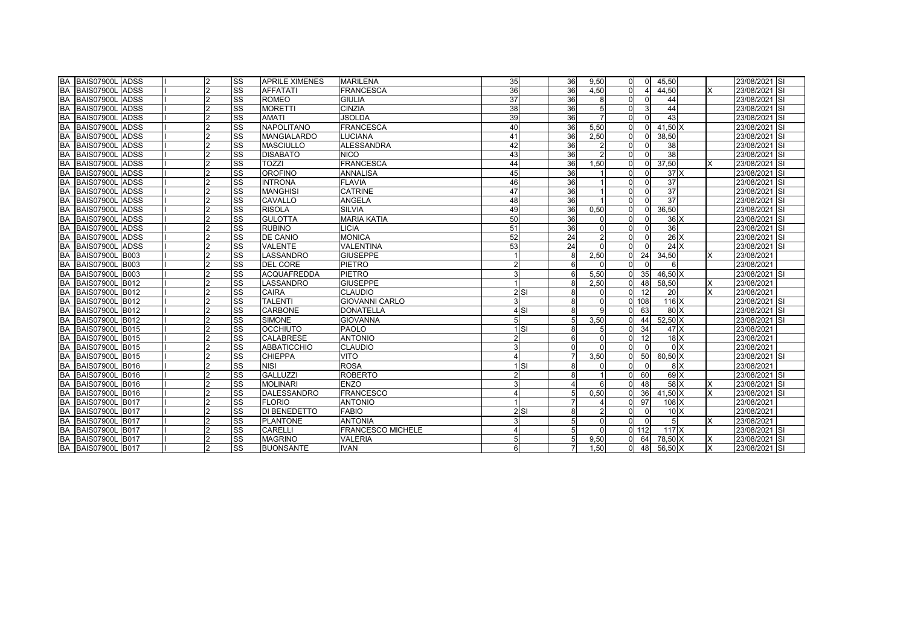| | | | | | | | | | | | | | | | | | | |
|---|---|---|---|---|---|---|---|---|---|---|---|---|---|---|---|---|---|---|
| BA | BAIS07900L | ADSS | I | 2 | SS | APRILE XIMENES | MARILENA | 35 | | 36 | 9,50 | 0 | 0 | 45,50 | | | 23/08/2021 | SI |
| BA | BAIS07900L | ADSS | I | 2 | SS | AFFATATI | FRANCESCA | 36 | | 36 | 4,50 | 0 | 4 | 44,50 | | X | 23/08/2021 | SI |
| BA | BAIS07900L | ADSS | I | 2 | SS | ROMEO | GIULIA | 37 | | 36 | 8 | 0 | 0 | 44 | | | 23/08/2021 | SI |
| BA | BAIS07900L | ADSS | I | 2 | SS | MORETTI | CINZIA | 38 | | 36 | 5 | 0 | 3 | 44 | | | 23/08/2021 | SI |
| BA | BAIS07900L | ADSS | I | 2 | SS | AMATI | JSOLDA | 39 | | 36 | 7 | 0 | 0 | 43 | | | 23/08/2021 | SI |
| BA | BAIS07900L | ADSS | I | 2 | SS | NAPOLITANO | FRANCESCA | 40 | | 36 | 5,50 | 0 | 0 | 41,50 | X | | 23/08/2021 | SI |
| BA | BAIS07900L | ADSS | I | 2 | SS | MANGIALARDO | LUCIANA | 41 | | 36 | 2,50 | 0 | 0 | 38,50 | | | 23/08/2021 | SI |
| BA | BAIS07900L | ADSS | I | 2 | SS | MASCIULLO | ALESSANDRA | 42 | | 36 | 2 | 0 | 0 | 38 | | | 23/08/2021 | SI |
| BA | BAIS07900L | ADSS | I | 2 | SS | DISABATO | NICO | 43 | | 36 | 2 | 0 | 0 | 38 | | | 23/08/2021 | SI |
| BA | BAIS07900L | ADSS | I | 2 | SS | TOZZI | FRANCESCA | 44 | | 36 | 1,50 | 0 | 0 | 37,50 | | X | 23/08/2021 | SI |
| BA | BAIS07900L | ADSS | I | 2 | SS | OROFINO | ANNALISA | 45 | | 36 | 1 | 0 | 0 | 37 | X | | 23/08/2021 | SI |
| BA | BAIS07900L | ADSS | I | 2 | SS | INTRONA | FLAVIA | 46 | | 36 | 1 | 0 | 0 | 37 | | | 23/08/2021 | SI |
| BA | BAIS07900L | ADSS | I | 2 | SS | MANGHISI | CATRINE | 47 | | 36 | 1 | 0 | 0 | 37 | | | 23/08/2021 | SI |
| BA | BAIS07900L | ADSS | I | 2 | SS | CAVALLO | ANGELA | 48 | | 36 | 1 | 0 | 0 | 37 | | | 23/08/2021 | SI |
| BA | BAIS07900L | ADSS | I | 2 | SS | RISOLA | SILVIA | 49 | | 36 | 0,50 | 0 | 0 | 36,50 | | | 23/08/2021 | SI |
| BA | BAIS07900L | ADSS | I | 2 | SS | GULOTTA | MARIA KATIA | 50 | | 36 | 0 | 0 | 0 | 36 | X | | 23/08/2021 | SI |
| BA | BAIS07900L | ADSS | I | 2 | SS | RUBINO | LICIA | 51 | | 36 | 0 | 0 | 0 | 36 | | | 23/08/2021 | SI |
| BA | BAIS07900L | ADSS | I | 2 | SS | DE CANIO | MONICA | 52 | | 24 | 2 | 0 | 0 | 26 | X | | 23/08/2021 | SI |
| BA | BAIS07900L | ADSS | I | 2 | SS | VALENTE | VALENTINA | 53 | | 24 | 0 | 0 | 0 | 24 | X | | 23/08/2021 | SI |
| BA | BAIS07900L | B003 | I | 2 | SS | LASSANDRO | GIUSEPPE | 1 | | 8 | 2,50 | 0 | 24 | 34,50 | | X | 23/08/2021 | |
| BA | BAIS07900L | B003 | I | 2 | SS | DEL CORE | PIETRO | 2 | | 6 | 0 | 0 | 0 | 6 | | | 23/08/2021 | |
| BA | BAIS07900L | B003 | I | 2 | SS | ACQUAFREDDA | PIETRO | 3 | | 6 | 5,50 | 0 | 35 | 46,50 | X | | 23/08/2021 | SI |
| BA | BAIS07900L | B012 | I | 2 | SS | LASSANDRO | GIUSEPPE | 1 | | 8 | 2,50 | 0 | 48 | 58,50 | | X | 23/08/2021 | |
| BA | BAIS07900L | B012 | I | 2 | SS | CAIRA | CLAUDIO | 2 | SI | 8 | 0 | 0 | 12 | 20 | | X | 23/08/2021 | |
| BA | BAIS07900L | B012 | I | 2 | SS | TALENTI | GIOVANNI CARLO | 3 | | 8 | 0 | 0 | 108 | 116 | X | | 23/08/2021 | SI |
| BA | BAIS07900L | B012 | I | 2 | SS | CARBONE | DONATELLA | 4 | SI | 8 | 9 | 0 | 63 | 80 | X | | 23/08/2021 | SI |
| BA | BAIS07900L | B012 | I | 2 | SS | SIMONE | GIOVANNA | 5 | | 5 | 3,50 | 0 | 44 | 52,50 | X | | 23/08/2021 | SI |
| BA | BAIS07900L | B015 | I | 2 | SS | OCCHIUTO | PAOLO | 1 | SI | 8 | 5 | 0 | 34 | 47 | X | | 23/08/2021 | |
| BA | BAIS07900L | B015 | I | 2 | SS | CALABRESE | ANTONIO | 2 | | 6 | 0 | 0 | 12 | 18 | X | | 23/08/2021 | |
| BA | BAIS07900L | B015 | I | 2 | SS | ABBATICCHIO | CLAUDIO | 3 | | 0 | 0 | 0 | 0 | 0 | X | | 23/08/2021 | |
| BA | BAIS07900L | B015 | I | 2 | SS | CHIEPPA | VITO | 4 | | 7 | 3,50 | 0 | 50 | 60,50 | X | | 23/08/2021 | SI |
| BA | BAIS07900L | B016 | I | 2 | SS | NISI | ROSA | 1 | SI | 8 | 0 | 0 | 0 | 8 | X | | 23/08/2021 | |
| BA | BAIS07900L | B016 | I | 2 | SS | GALLUZZI | ROBERTO | 2 | | 8 | 1 | 0 | 60 | 69 | X | | 23/08/2021 | SI |
| BA | BAIS07900L | B016 | I | 2 | SS | MOLINARI | ENZO | 3 | | 4 | 6 | 0 | 48 | 58 | X | X | 23/08/2021 | SI |
| BA | BAIS07900L | B016 | I | 2 | SS | DALESSANDRO | FRANCESCO | 4 | | 5 | 0,50 | 0 | 36 | 41,50 | X | X | 23/08/2021 | SI |
| BA | BAIS07900L | B017 | I | 2 | SS | FLORIO | ANTONIO | 1 | | 7 | 4 | 0 | 97 | 108 | X | | 23/08/2021 | |
| BA | BAIS07900L | B017 | I | 2 | SS | DI BENEDETTO | FABIO | 2 | SI | 8 | 2 | 0 | 0 | 10 | X | | 23/08/2021 | |
| BA | BAIS07900L | B017 | I | 2 | SS | PLANTONE | ANTONIA | 3 | | 5 | 0 | 0 | 0 | 5 | | X | 23/08/2021 | |
| BA | BAIS07900L | B017 | I | 2 | SS | CARELLI | FRANCESCO MICHELE | 4 | | 5 | 0 | 0 | 112 | 117 | X | | 23/08/2021 | SI |
| BA | BAIS07900L | B017 | I | 2 | SS | MAGRINO | VALERIA | 5 | | 5 | 9,50 | 0 | 64 | 78,50 | X | X | 23/08/2021 | SI |
| BA | BAIS07900L | B017 | I | 2 | SS | BUONSANTE | IVAN | 6 | | 7 | 1,50 | 0 | 48 | 56,50 | X | X | 23/08/2021 | SI |